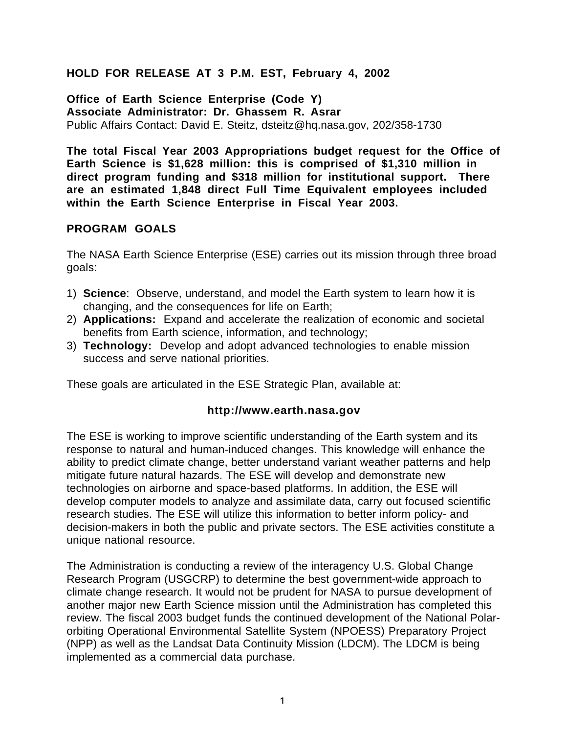**HOLD FOR RELEASE AT 3 P.M. EST, February 4, 2002**

**Office of Earth Science Enterprise (Code Y)**
**Associate Administrator: Dr. Ghassem R. Asrar**
Public Affairs Contact: David E. Steitz, dsteitz@hq.nasa.gov, 202/358-1730

**The total Fiscal Year 2003 Appropriations budget request for the Office of Earth Science is $1,628 million: this is comprised of $1,310 million in direct program funding and $318 million for institutional support. There are an estimated 1,848 direct Full Time Equivalent employees included within the Earth Science Enterprise in Fiscal Year 2003.**

## PROGRAM GOALS

The NASA Earth Science Enterprise (ESE) carries out its mission through three broad goals:

1) **Science**: Observe, understand, and model the Earth system to learn how it is changing, and the consequences for life on Earth;
2) **Applications:** Expand and accelerate the realization of economic and societal benefits from Earth science, information, and technology;
3) **Technology:** Develop and adopt advanced technologies to enable mission success and serve national priorities.

These goals are articulated in the ESE Strategic Plan, available at:

**http://www.earth.nasa.gov**

The ESE is working to improve scientific understanding of the Earth system and its response to natural and human-induced changes. This knowledge will enhance the ability to predict climate change, better understand variant weather patterns and help mitigate future natural hazards. The ESE will develop and demonstrate new technologies on airborne and space-based platforms. In addition, the ESE will develop computer models to analyze and assimilate data, carry out focused scientific research studies. The ESE will utilize this information to better inform policy- and decision-makers in both the public and private sectors. The ESE activities constitute a unique national resource.

The Administration is conducting a review of the interagency U.S. Global Change Research Program (USGCRP) to determine the best government-wide approach to climate change research. It would not be prudent for NASA to pursue development of another major new Earth Science mission until the Administration has completed this review. The fiscal 2003 budget funds the continued development of the National Polar-orbiting Operational Environmental Satellite System (NPOESS) Preparatory Project (NPP) as well as the Landsat Data Continuity Mission (LDCM). The LDCM is being implemented as a commercial data purchase.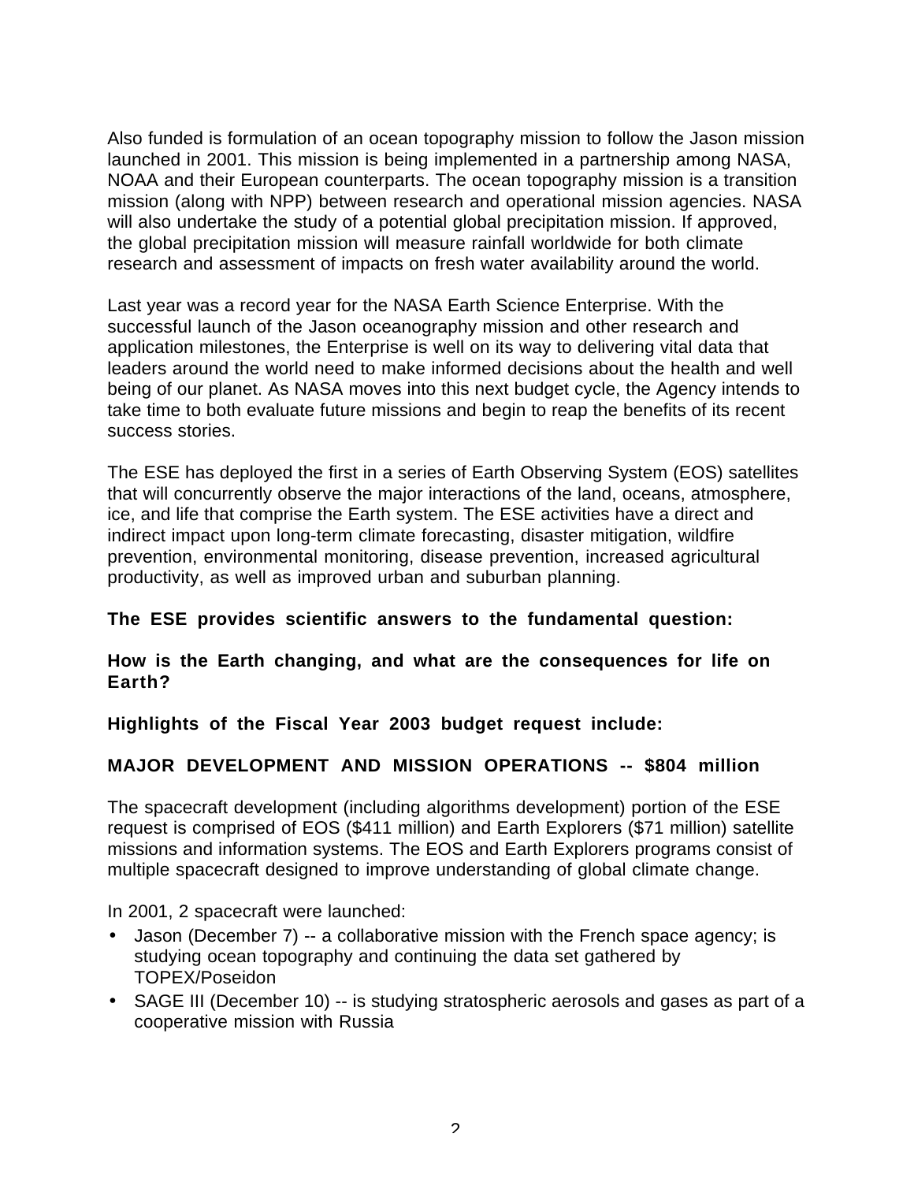Also funded is formulation of an ocean topography mission to follow the Jason mission launched in 2001. This mission is being implemented in a partnership among NASA, NOAA and their European counterparts. The ocean topography mission is a transition mission (along with NPP) between research and operational mission agencies. NASA will also undertake the study of a potential global precipitation mission. If approved, the global precipitation mission will measure rainfall worldwide for both climate research and assessment of impacts on fresh water availability around the world.

Last year was a record year for the NASA Earth Science Enterprise. With the successful launch of the Jason oceanography mission and other research and application milestones, the Enterprise is well on its way to delivering vital data that leaders around the world need to make informed decisions about the health and well being of our planet. As NASA moves into this next budget cycle, the Agency intends to take time to both evaluate future missions and begin to reap the benefits of its recent success stories.

The ESE has deployed the first in a series of Earth Observing System (EOS) satellites that will concurrently observe the major interactions of the land, oceans, atmosphere, ice, and life that comprise the Earth system. The ESE activities have a direct and indirect impact upon long-term climate forecasting, disaster mitigation, wildfire prevention, environmental monitoring, disease prevention, increased agricultural productivity, as well as improved urban and suburban planning.

**The ESE provides scientific answers to the fundamental question:**

**How is the Earth changing, and what are the consequences for life on Earth?**

**Highlights of the Fiscal Year 2003 budget request include:**

**MAJOR DEVELOPMENT AND MISSION OPERATIONS -- $804 million**

The spacecraft development (including algorithms development) portion of the ESE request is comprised of EOS ($411 million) and Earth Explorers ($71 million) satellite missions and information systems. The EOS and Earth Explorers programs consist of multiple spacecraft designed to improve understanding of global climate change.

In 2001, 2 spacecraft were launched:

- Jason (December 7) -- a collaborative mission with the French space agency; is studying ocean topography and continuing the data set gathered by TOPEX/Poseidon
- SAGE III (December 10) -- is studying stratospheric aerosols and gases as part of a cooperative mission with Russia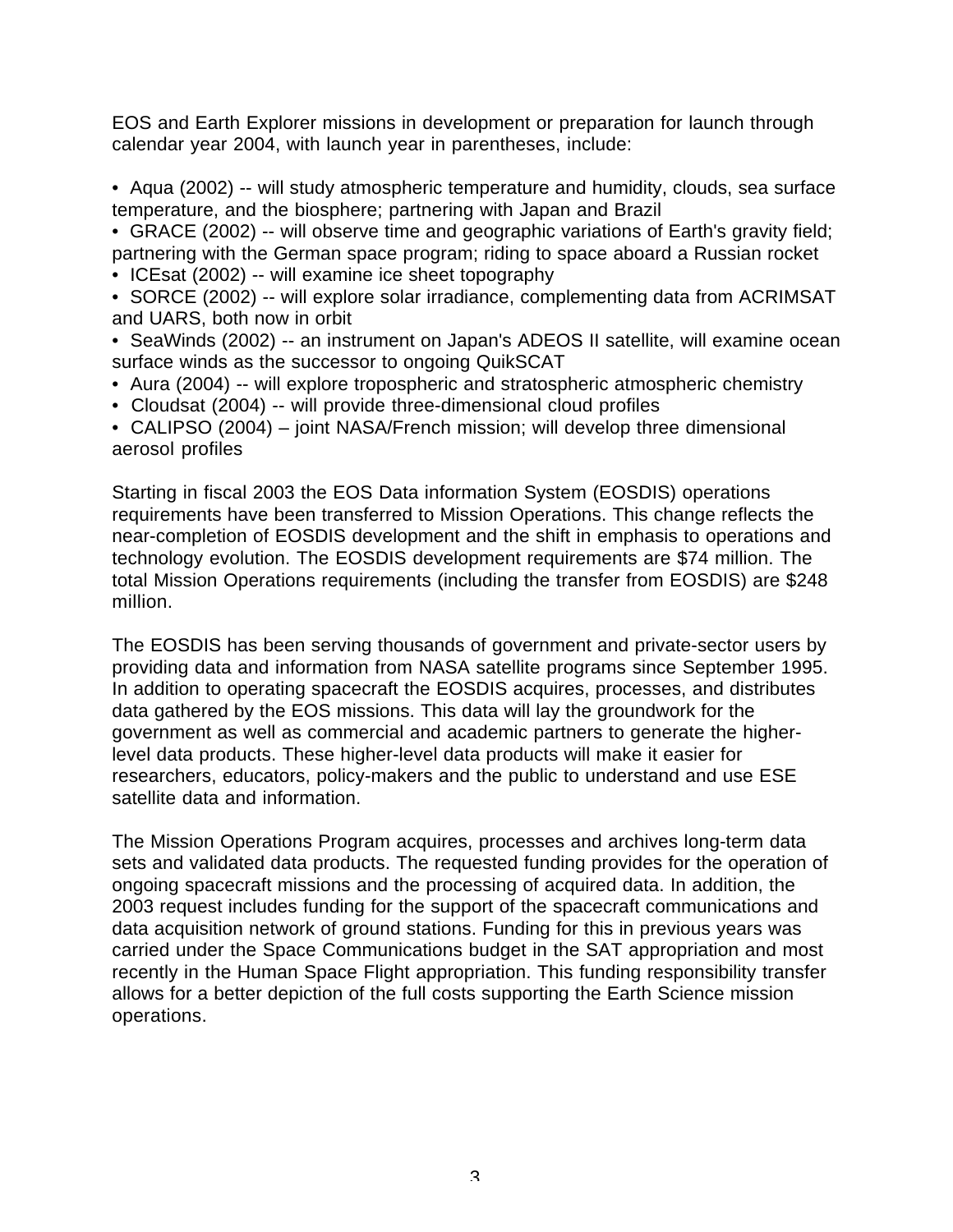EOS and Earth Explorer missions in development or preparation for launch through calendar year 2004, with launch year in parentheses, include:

- Aqua (2002) -- will study atmospheric temperature and humidity, clouds, sea surface temperature, and the biosphere; partnering with Japan and Brazil
- GRACE (2002) -- will observe time and geographic variations of Earth's gravity field; partnering with the German space program; riding to space aboard a Russian rocket
- ICEsat (2002) -- will examine ice sheet topography
- SORCE (2002) -- will explore solar irradiance, complementing data from ACRIMSAT and UARS, both now in orbit
- SeaWinds (2002) -- an instrument on Japan's ADEOS II satellite, will examine ocean surface winds as the successor to ongoing QuikSCAT
- Aura (2004) -- will explore tropospheric and stratospheric atmospheric chemistry
- Cloudsat (2004) -- will provide three-dimensional cloud profiles
- CALIPSO (2004) – joint NASA/French mission; will develop three dimensional aerosol profiles

Starting in fiscal 2003 the EOS Data information System (EOSDIS) operations requirements have been transferred to Mission Operations. This change reflects the near-completion of EOSDIS development and the shift in emphasis to operations and technology evolution. The EOSDIS development requirements are $74 million. The total Mission Operations requirements (including the transfer from EOSDIS) are $248 million.

The EOSDIS has been serving thousands of government and private-sector users by providing data and information from NASA satellite programs since September 1995. In addition to operating spacecraft the EOSDIS acquires, processes, and distributes data gathered by the EOS missions. This data will lay the groundwork for the government as well as commercial and academic partners to generate the higher-level data products. These higher-level data products will make it easier for researchers, educators, policy-makers and the public to understand and use ESE satellite data and information.

The Mission Operations Program acquires, processes and archives long-term data sets and validated data products. The requested funding provides for the operation of ongoing spacecraft missions and the processing of acquired data. In addition, the 2003 request includes funding for the support of the spacecraft communications and data acquisition network of ground stations. Funding for this in previous years was carried under the Space Communications budget in the SAT appropriation and most recently in the Human Space Flight appropriation. This funding responsibility transfer allows for a better depiction of the full costs supporting the Earth Science mission operations.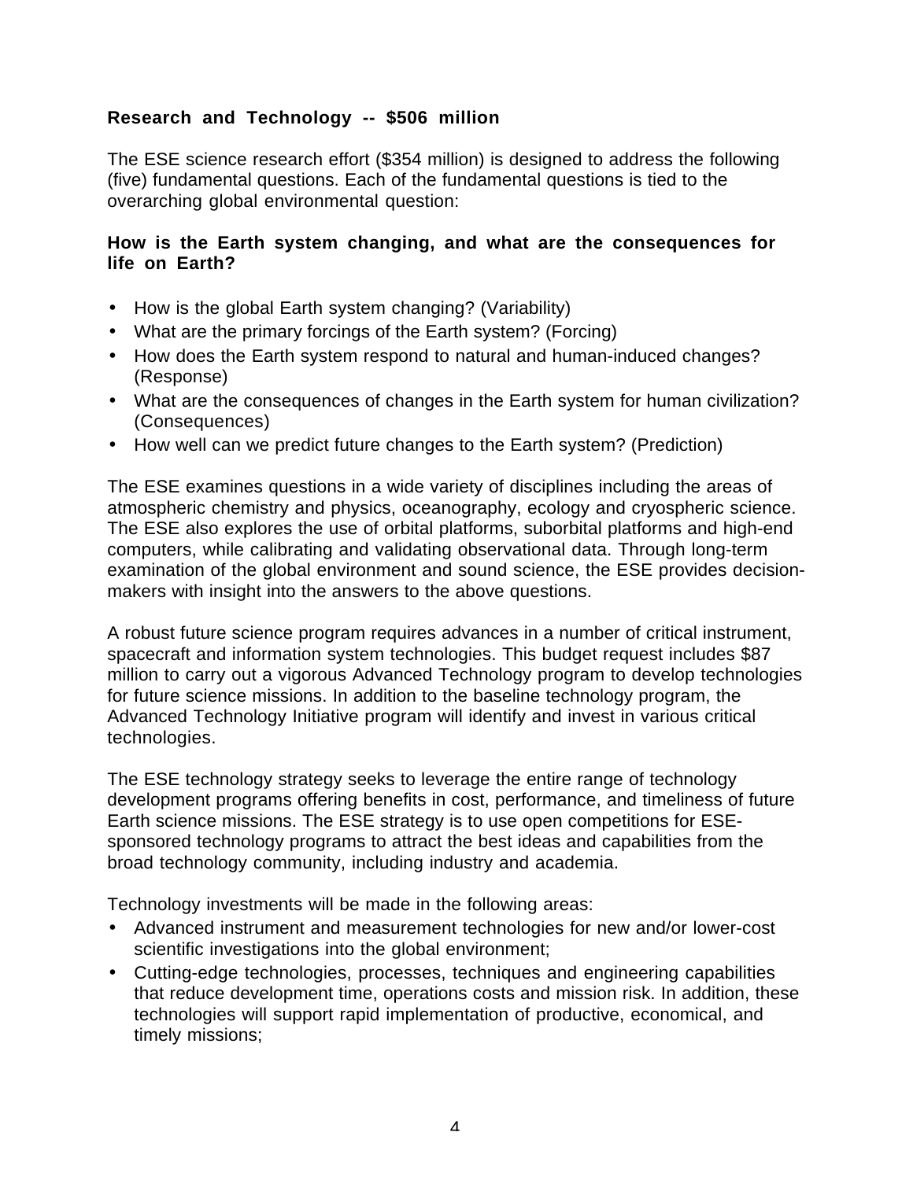**Research and Technology -- $506 million**

The ESE science research effort ($354 million) is designed to address the following (five) fundamental questions. Each of the fundamental questions is tied to the overarching global environmental question:

**How is the Earth system changing, and what are the consequences for life on Earth?**

- How is the global Earth system changing? (Variability)
- What are the primary forcings of the Earth system? (Forcing)
- How does the Earth system respond to natural and human-induced changes? (Response)
- What are the consequences of changes in the Earth system for human civilization? (Consequences)
- How well can we predict future changes to the Earth system? (Prediction)

The ESE examines questions in a wide variety of disciplines including the areas of atmospheric chemistry and physics, oceanography, ecology and cryospheric science. The ESE also explores the use of orbital platforms, suborbital platforms and high-end computers, while calibrating and validating observational data. Through long-term examination of the global environment and sound science, the ESE provides decision-makers with insight into the answers to the above questions.

A robust future science program requires advances in a number of critical instrument, spacecraft and information system technologies. This budget request includes $87 million to carry out a vigorous Advanced Technology program to develop technologies for future science missions. In addition to the baseline technology program, the Advanced Technology Initiative program will identify and invest in various critical technologies.

The ESE technology strategy seeks to leverage the entire range of technology development programs offering benefits in cost, performance, and timeliness of future Earth science missions. The ESE strategy is to use open competitions for ESE-sponsored technology programs to attract the best ideas and capabilities from the broad technology community, including industry and academia.

Technology investments will be made in the following areas:

- Advanced instrument and measurement technologies for new and/or lower-cost scientific investigations into the global environment;
- Cutting-edge technologies, processes, techniques and engineering capabilities that reduce development time, operations costs and mission risk. In addition, these technologies will support rapid implementation of productive, economical, and timely missions;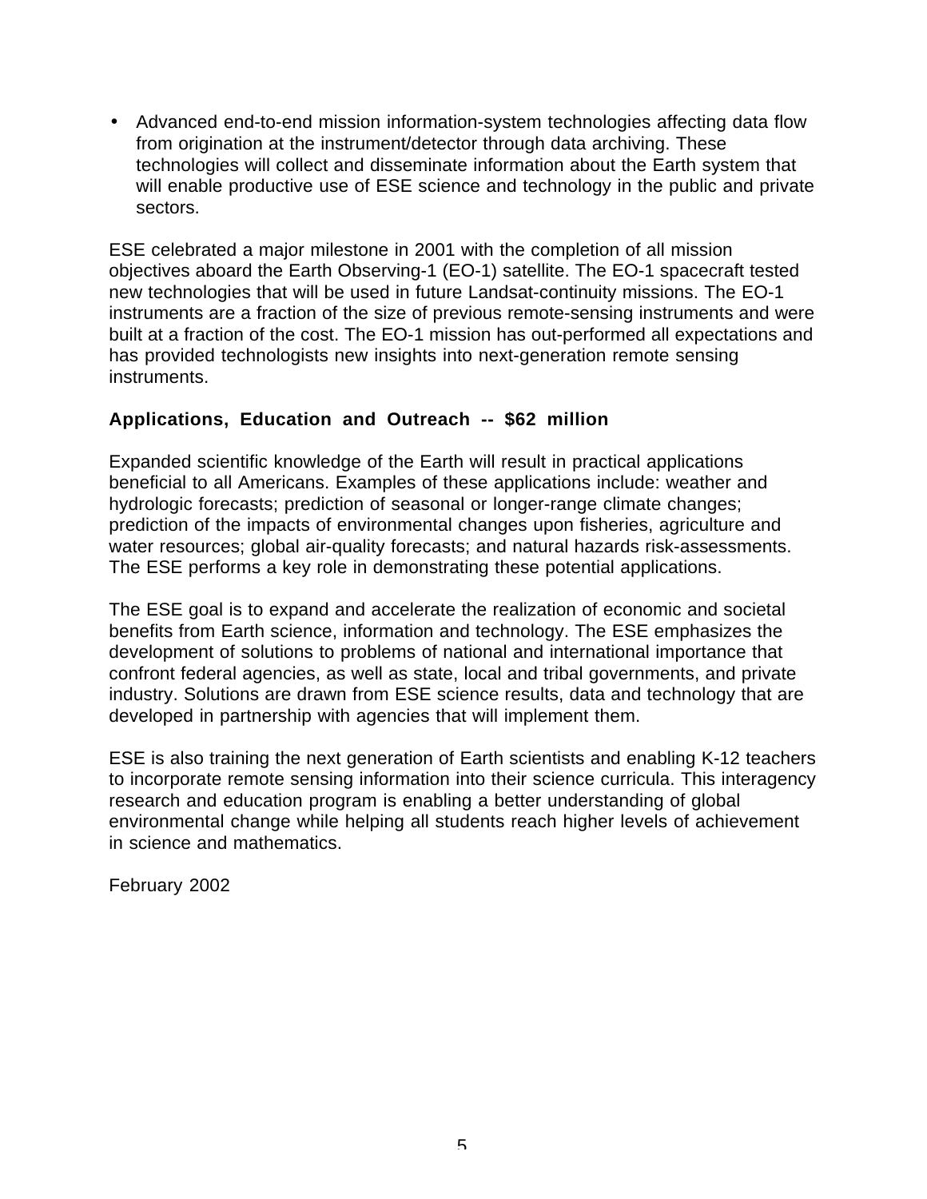- Advanced end-to-end mission information-system technologies affecting data flow from origination at the instrument/detector through data archiving. These technologies will collect and disseminate information about the Earth system that will enable productive use of ESE science and technology in the public and private sectors.

ESE celebrated a major milestone in 2001 with the completion of all mission objectives aboard the Earth Observing-1 (EO-1) satellite. The EO-1 spacecraft tested new technologies that will be used in future Landsat-continuity missions. The EO-1 instruments are a fraction of the size of previous remote-sensing instruments and were built at a fraction of the cost. The EO-1 mission has out-performed all expectations and has provided technologists new insights into next-generation remote sensing instruments.

**Applications, Education and Outreach -- $62 million**

Expanded scientific knowledge of the Earth will result in practical applications beneficial to all Americans. Examples of these applications include: weather and hydrologic forecasts; prediction of seasonal or longer-range climate changes; prediction of the impacts of environmental changes upon fisheries, agriculture and water resources; global air-quality forecasts; and natural hazards risk-assessments. The ESE performs a key role in demonstrating these potential applications.

The ESE goal is to expand and accelerate the realization of economic and societal benefits from Earth science, information and technology. The ESE emphasizes the development of solutions to problems of national and international importance that confront federal agencies, as well as state, local and tribal governments, and private industry. Solutions are drawn from ESE science results, data and technology that are developed in partnership with agencies that will implement them.

ESE is also training the next generation of Earth scientists and enabling K-12 teachers to incorporate remote sensing information into their science curricula. This interagency research and education program is enabling a better understanding of global environmental change while helping all students reach higher levels of achievement in science and mathematics.

February 2002